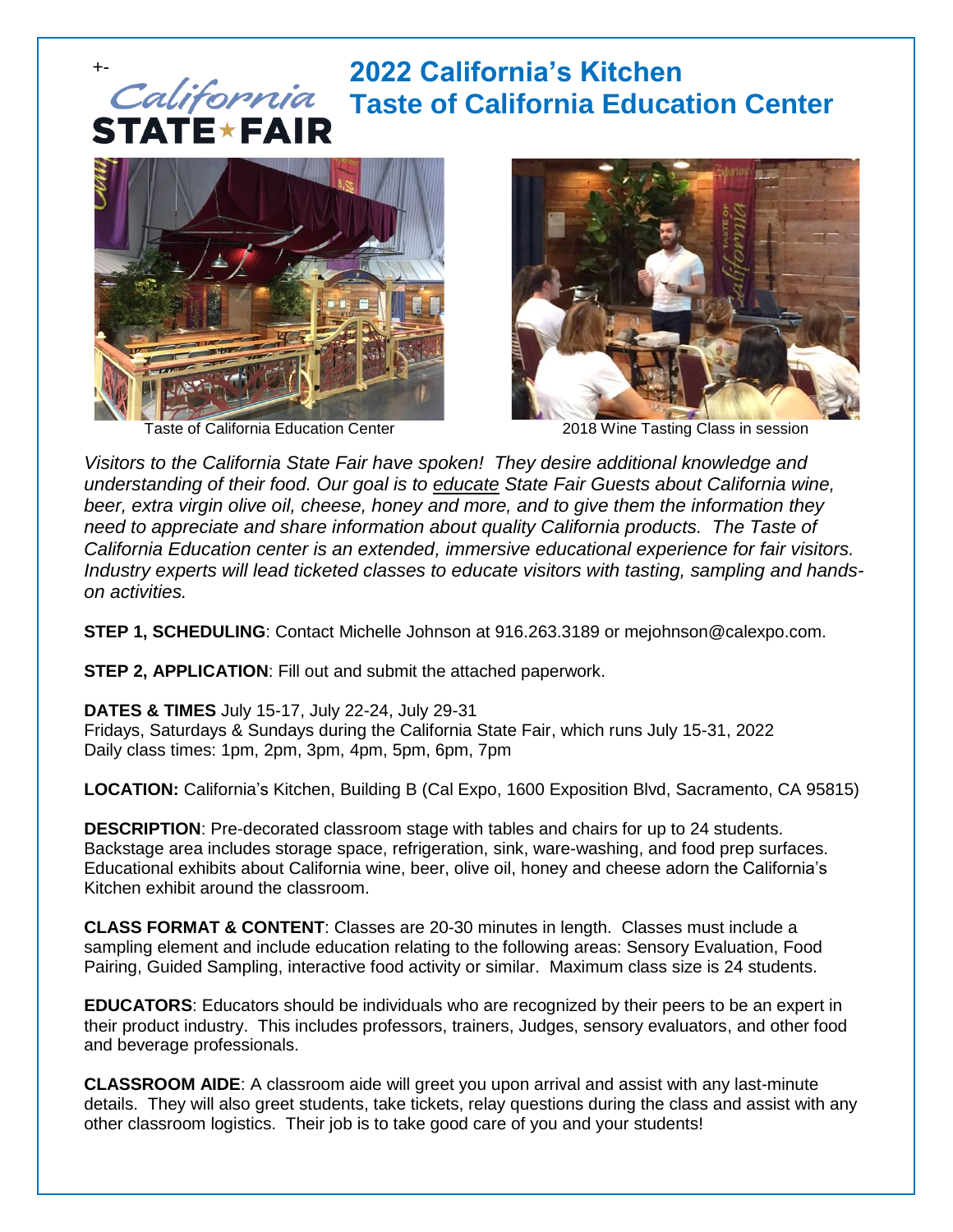+-

# 2022 California's Kitchen
# Taste of California Education Center

Taste of California Education Center

2018 Wine Tasting Class in session

*Visitors to the California State Fair have spoken! They desire additional knowledge and understanding of their food. Our goal is to educate State Fair Guests about California wine, beer, extra virgin olive oil, cheese, honey and more, and to give them the information they need to appreciate and share information about quality California products. The Taste of California Education center is an extended, immersive educational experience for fair visitors. Industry experts will lead ticketed classes to educate visitors with tasting, sampling and hands-on activities.*

**STEP 1, SCHEDULING**: Contact Michelle Johnson at 916.263.3189 or mejohnson@calexpo.com.

**STEP 2, APPLICATION**: Fill out and submit the attached paperwork.

**DATES & TIMES** July 15-17, July 22-24, July 29-31
Fridays, Saturdays & Sundays during the California State Fair, which runs July 15-31, 2022
Daily class times: 1pm, 2pm, 3pm, 4pm, 5pm, 6pm, 7pm

**LOCATION:** California's Kitchen, Building B (Cal Expo, 1600 Exposition Blvd, Sacramento, CA 95815)

**DESCRIPTION**: Pre-decorated classroom stage with tables and chairs for up to 24 students. Backstage area includes storage space, refrigeration, sink, ware-washing, and food prep surfaces. Educational exhibits about California wine, beer, olive oil, honey and cheese adorn the California's Kitchen exhibit around the classroom.

**CLASS FORMAT & CONTENT**: Classes are 20-30 minutes in length. Classes must include a sampling element and include education relating to the following areas: Sensory Evaluation, Food Pairing, Guided Sampling, interactive food activity or similar. Maximum class size is 24 students.

**EDUCATORS**: Educators should be individuals who are recognized by their peers to be an expert in their product industry. This includes professors, trainers, Judges, sensory evaluators, and other food and beverage professionals.

**CLASSROOM AIDE**: A classroom aide will greet you upon arrival and assist with any last-minute details. They will also greet students, take tickets, relay questions during the class and assist with any other classroom logistics. Their job is to take good care of you and your students!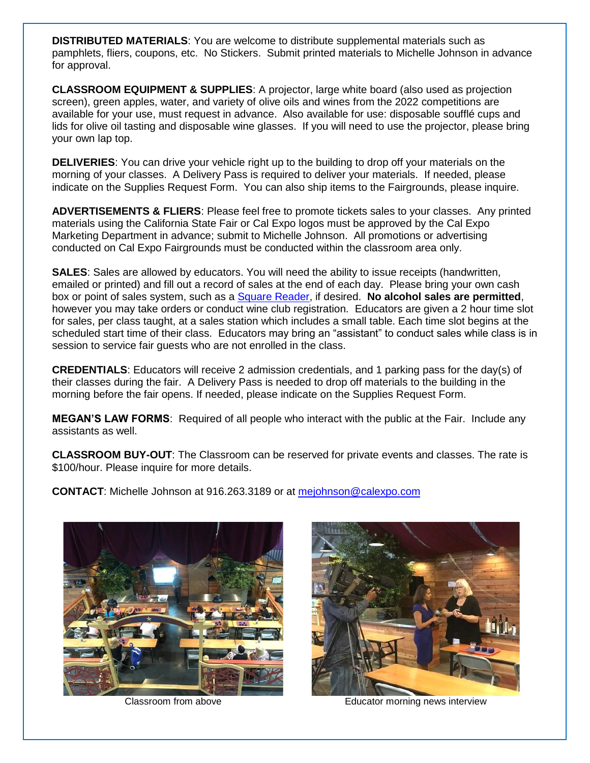**DISTRIBUTED MATERIALS**: You are welcome to distribute supplemental materials such as pamphlets, fliers, coupons, etc. No Stickers. Submit printed materials to Michelle Johnson in advance for approval.

**CLASSROOM EQUIPMENT & SUPPLIES**: A projector, large white board (also used as projection screen), green apples, water, and variety of olive oils and wines from the 2022 competitions are available for your use, must request in advance. Also available for use: disposable soufflé cups and lids for olive oil tasting and disposable wine glasses. If you will need to use the projector, please bring your own lap top.

**DELIVERIES**: You can drive your vehicle right up to the building to drop off your materials on the morning of your classes. A Delivery Pass is required to deliver your materials. If needed, please indicate on the Supplies Request Form. You can also ship items to the Fairgrounds, please inquire.

**ADVERTISEMENTS & FLIERS**: Please feel free to promote tickets sales to your classes. Any printed materials using the California State Fair or Cal Expo logos must be approved by the Cal Expo Marketing Department in advance; submit to Michelle Johnson. All promotions or advertising conducted on Cal Expo Fairgrounds must be conducted within the classroom area only.

**SALES**: Sales are allowed by educators. You will need the ability to issue receipts (handwritten, emailed or printed) and fill out a record of sales at the end of each day. Please bring your own cash box or point of sales system, such as a Square Reader, if desired. **No alcohol sales are permitted**, however you may take orders or conduct wine club registration. Educators are given a 2 hour time slot for sales, per class taught, at a sales station which includes a small table. Each time slot begins at the scheduled start time of their class. Educators may bring an "assistant" to conduct sales while class is in session to service fair guests who are not enrolled in the class.

**CREDENTIALS**: Educators will receive 2 admission credentials, and 1 parking pass for the day(s) of their classes during the fair. A Delivery Pass is needed to drop off materials to the building in the morning before the fair opens. If needed, please indicate on the Supplies Request Form.

**MEGAN'S LAW FORMS**: Required of all people who interact with the public at the Fair. Include any assistants as well.

**CLASSROOM BUY-OUT**: The Classroom can be reserved for private events and classes. The rate is $100/hour. Please inquire for more details.

**CONTACT**: Michelle Johnson at 916.263.3189 or at mejohnson@calexpo.com

Classroom from above

Educator morning news interview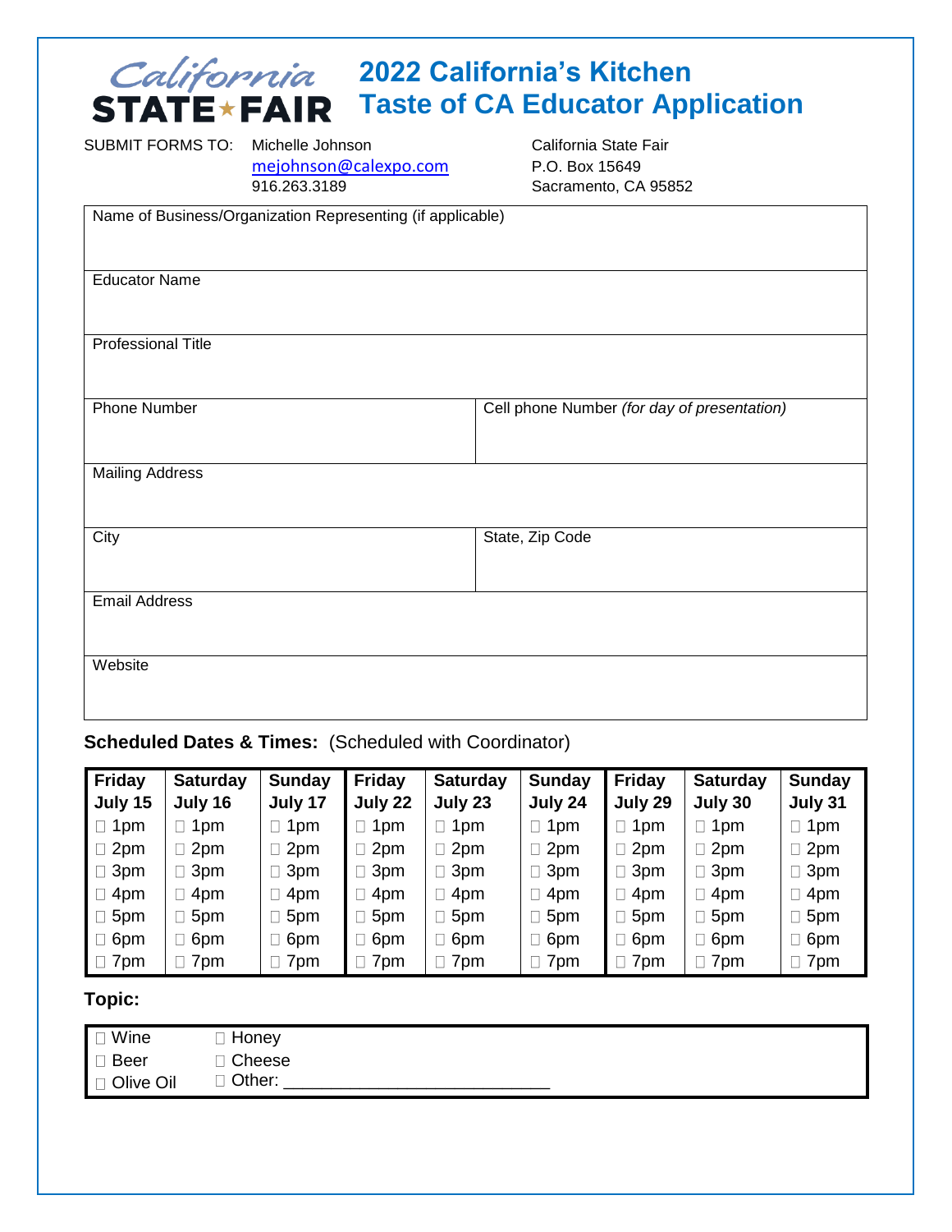# 2022 California's Kitchen Taste of CA Educator Application

SUBMIT FORMS TO: Michelle Johnson
mejohnson@calexpo.com
916.263.3189

California State Fair
P.O. Box 15649
Sacramento, CA 95852

| Name of Business/Organization Representing (if applicable) | |
|---|---|
| Educator Name | |
| Professional Title | |
| Phone Number | Cell phone Number *(for day of presentation)* |
| Mailing Address | |
| City | State, Zip Code |
| Email Address | |
| Website | |

**Scheduled Dates & Times:** (Scheduled with Coordinator)

| Friday July 15 | Saturday July 16 | Sunday July 17 | Friday July 22 | Saturday July 23 | Sunday July 24 | Friday July 29 | Saturday July 30 | Sunday July 31 |
|---|---|---|---|---|---|---|---|---|
| ☐ 1pm | ☐ 1pm | ☐ 1pm | ☐ 1pm | ☐ 1pm | ☐ 1pm | ☐ 1pm | ☐ 1pm | ☐ 1pm |
| ☐ 2pm | ☐ 2pm | ☐ 2pm | ☐ 2pm | ☐ 2pm | ☐ 2pm | ☐ 2pm | ☐ 2pm | ☐ 2pm |
| ☐ 3pm | ☐ 3pm | ☐ 3pm | ☐ 3pm | ☐ 3pm | ☐ 3pm | ☐ 3pm | ☐ 3pm | ☐ 3pm |
| ☐ 4pm | ☐ 4pm | ☐ 4pm | ☐ 4pm | ☐ 4pm | ☐ 4pm | ☐ 4pm | ☐ 4pm | ☐ 4pm |
| ☐ 5pm | ☐ 5pm | ☐ 5pm | ☐ 5pm | ☐ 5pm | ☐ 5pm | ☐ 5pm | ☐ 5pm | ☐ 5pm |
| ☐ 6pm | ☐ 6pm | ☐ 6pm | ☐ 6pm | ☐ 6pm | ☐ 6pm | ☐ 6pm | ☐ 6pm | ☐ 6pm |
| ☐ 7pm | ☐ 7pm | ☐ 7pm | ☐ 7pm | ☐ 7pm | ☐ 7pm | ☐ 7pm | ☐ 7pm | ☐ 7pm |

**Topic:**

- ☐ Wine
- ☐ Beer
- ☐ Olive Oil
- ☐ Honey
- ☐ Cheese
- ☐ Other: ___________________________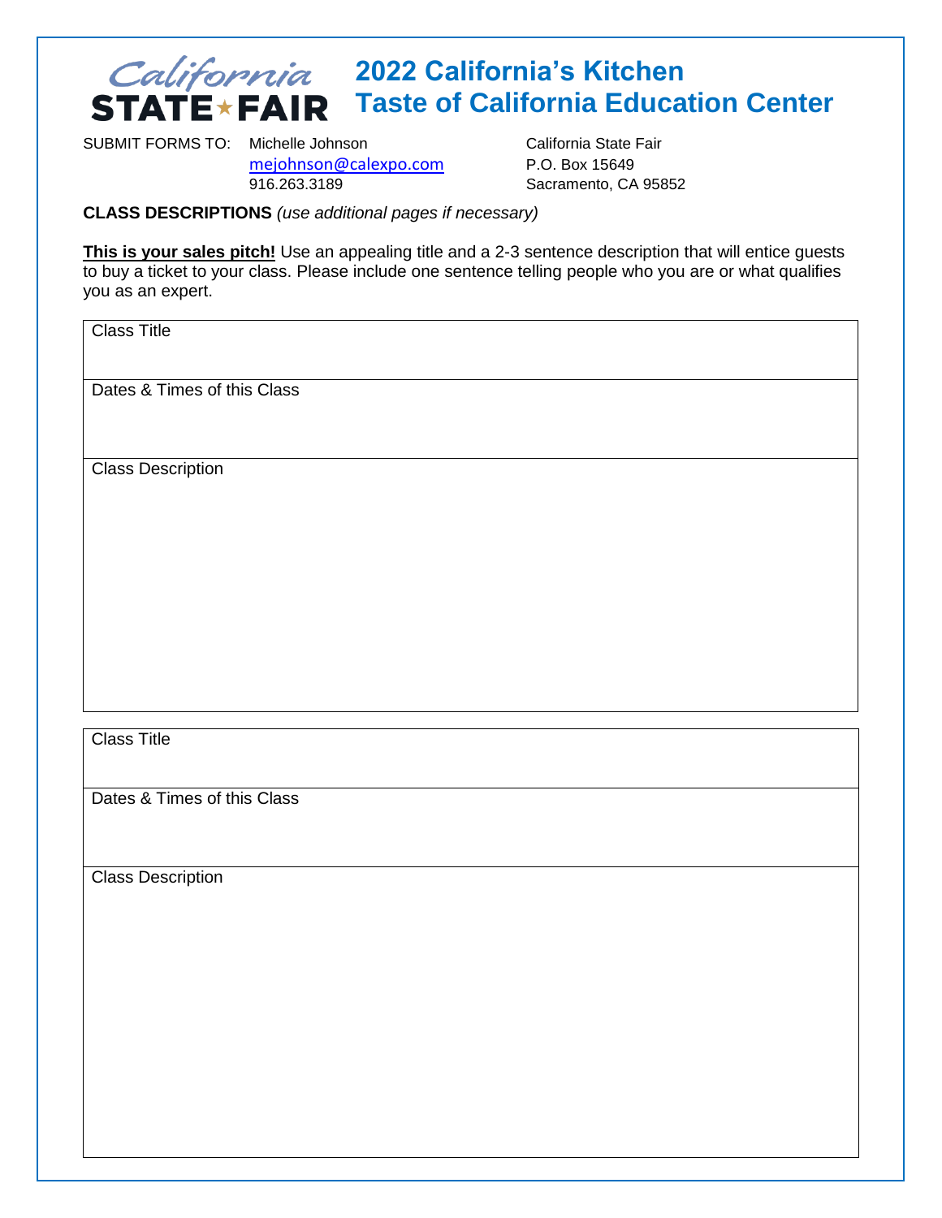# 2022 California's Kitchen Taste of California Education Center

California STATE FAIR

SUBMIT FORMS TO: Michelle Johnson
mejohnson@calexpo.com
916.263.3189

California State Fair
P.O. Box 15649
Sacramento, CA 95852

**CLASS DESCRIPTIONS** *(use additional pages if necessary)*

**This is your sales pitch!** Use an appealing title and a 2-3 sentence description that will entice guests to buy a ticket to your class. Please include one sentence telling people who you are or what qualifies you as an expert.

| Class Title |
|---|
| Dates & Times of this Class |
| Class Description |

| Class Title |
|---|
| Dates & Times of this Class |
| Class Description |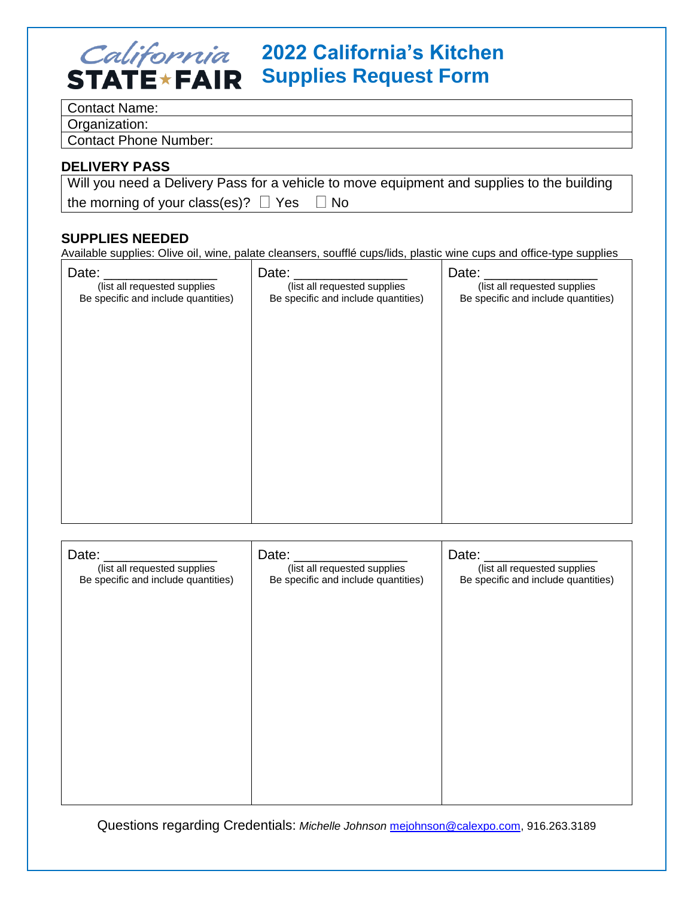# California STATE FAIR — 2022 California's Kitchen Supplies Request Form

| Contact Name: |
|---|
| Organization: |
| Contact Phone Number: |

**DELIVERY PASS**

Will you need a Delivery Pass for a vehicle to move equipment and supplies to the building the morning of your class(es)? ☐ Yes ☐ No

**SUPPLIES NEEDED**

Available supplies: Olive oil, wine, palate cleansers, soufflé cups/lids, plastic wine cups and office-type supplies

| Date: _______________ (list all requested supplies Be specific and include quantities) | Date: _______________ (list all requested supplies Be specific and include quantities) | Date: _______________ (list all requested supplies Be specific and include quantities) |
|---|---|---|
| | | |

| Date: _______________ (list all requested supplies Be specific and include quantities) | Date: _______________ (list all requested supplies Be specific and include quantities) | Date: _______________ (list all requested supplies Be specific and include quantities) |
|---|---|---|
| | | |

Questions regarding Credentials: *Michelle Johnson* mejohnson@calexpo.com, 916.263.3189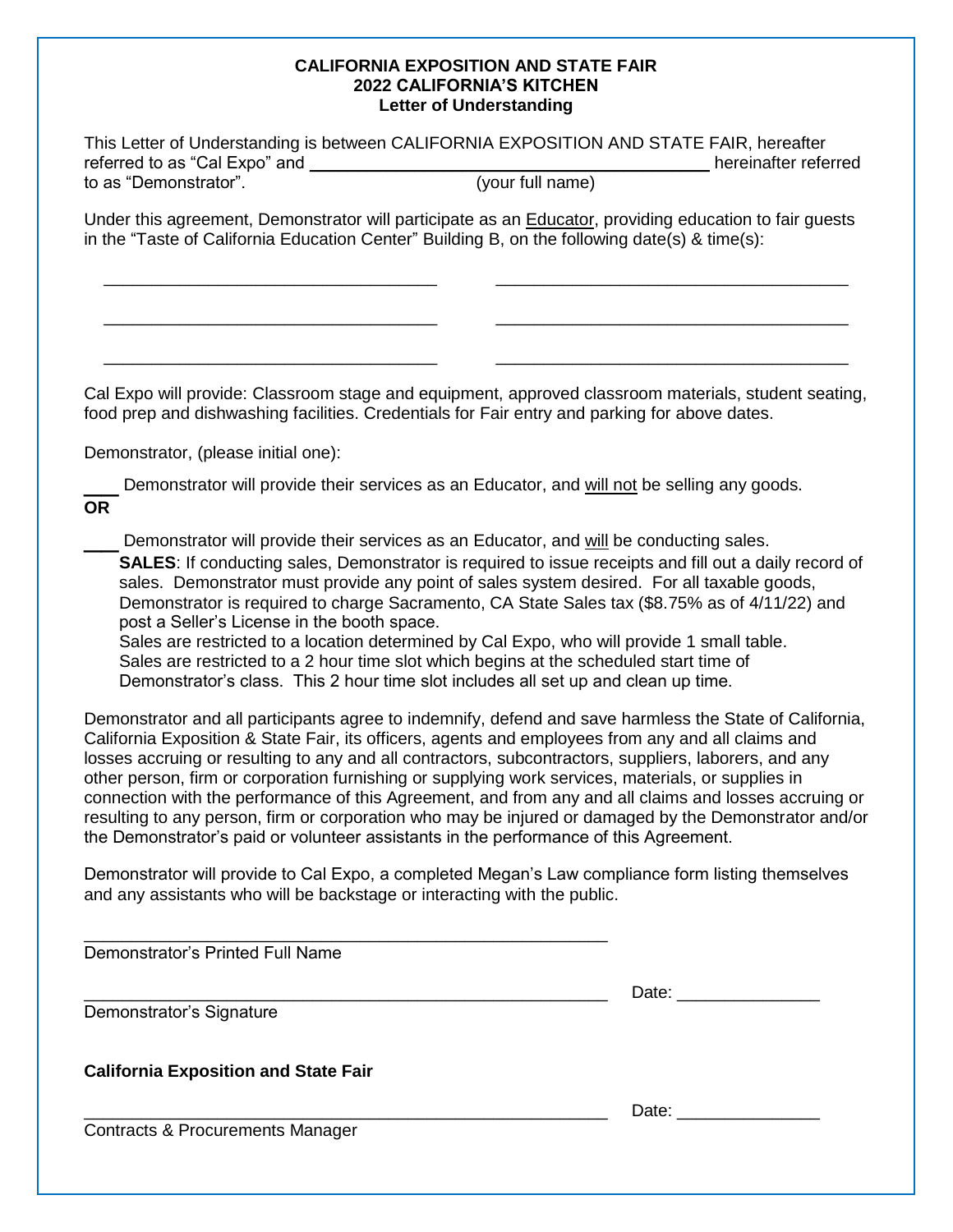**CALIFORNIA EXPOSITION AND STATE FAIR**
**2022 CALIFORNIA'S KITCHEN**
**Letter of Understanding**

This Letter of Understanding is between CALIFORNIA EXPOSITION AND STATE FAIR, hereafter referred to as "Cal Expo" and ______________________________ hereinafter referred to as "Demonstrator". (your full name)

Under this agreement, Demonstrator will participate as an Educator, providing education to fair guests in the "Taste of California Education Center" Building B, on the following date(s) & time(s):

______________________________ ______________________________

______________________________ ______________________________

______________________________ ______________________________

Cal Expo will provide: Classroom stage and equipment, approved classroom materials, student seating, food prep and dishwashing facilities. Credentials for Fair entry and parking for above dates.

Demonstrator, (please initial one):

____ Demonstrator will provide their services as an Educator, and will not be selling any goods.

**OR**

____ Demonstrator will provide their services as an Educator, and will be conducting sales.

**SALES**: If conducting sales, Demonstrator is required to issue receipts and fill out a daily record of sales. Demonstrator must provide any point of sales system desired. For all taxable goods, Demonstrator is required to charge Sacramento, CA State Sales tax ($8.75% as of 4/11/22) and post a Seller's License in the booth space.

Sales are restricted to a location determined by Cal Expo, who will provide 1 small table. Sales are restricted to a 2 hour time slot which begins at the scheduled start time of Demonstrator's class. This 2 hour time slot includes all set up and clean up time.

Demonstrator and all participants agree to indemnify, defend and save harmless the State of California, California Exposition & State Fair, its officers, agents and employees from any and all claims and losses accruing or resulting to any and all contractors, subcontractors, suppliers, laborers, and any other person, firm or corporation furnishing or supplying work services, materials, or supplies in connection with the performance of this Agreement, and from any and all claims and losses accruing or resulting to any person, firm or corporation who may be injured or damaged by the Demonstrator and/or the Demonstrator's paid or volunteer assistants in the performance of this Agreement.

Demonstrator will provide to Cal Expo, a completed Megan's Law compliance form listing themselves and any assistants who will be backstage or interacting with the public.

______________________________
Demonstrator's Printed Full Name

______________________________ Date: _______________
Demonstrator's Signature

**California Exposition and State Fair**

______________________________ Date: _______________
Contracts & Procurements Manager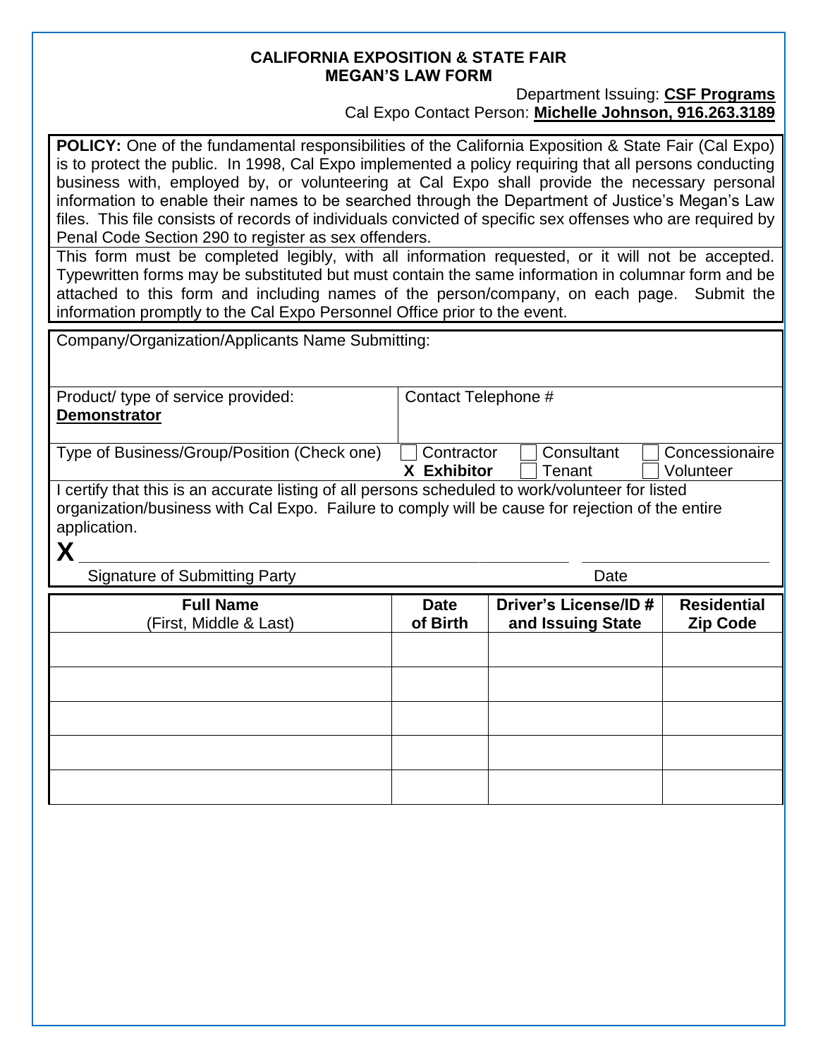**CALIFORNIA EXPOSITION & STATE FAIR**
**MEGAN'S LAW FORM**

Department Issuing: **CSF Programs**
Cal Expo Contact Person: **Michelle Johnson, 916.263.3189**

**POLICY:** One of the fundamental responsibilities of the California Exposition & State Fair (Cal Expo) is to protect the public. In 1998, Cal Expo implemented a policy requiring that all persons conducting business with, employed by, or volunteering at Cal Expo shall provide the necessary personal information to enable their names to be searched through the Department of Justice's Megan's Law files. This file consists of records of individuals convicted of specific sex offenses who are required by Penal Code Section 290 to register as sex offenders.

This form must be completed legibly, with all information requested, or it will not be accepted. Typewritten forms may be substituted but must contain the same information in columnar form and be attached to this form and including names of the person/company, on each page. Submit the information promptly to the Cal Expo Personnel Office prior to the event.

Company/Organization/Applicants Name Submitting:

| Product/ type of service provided: **Demonstrator** | Contact Telephone # |
|---|---|

Type of Business/Group/Position (Check one)
- ☐ Contractor
- ☐ Consultant
- ☐ Concessionaire
- **X Exhibitor**
- ☐ Tenant
- ☐ Volunteer

I certify that this is an accurate listing of all persons scheduled to work/volunteer for listed organization/business with Cal Expo. Failure to comply will be cause for rejection of the entire application.

**X** ______________________________________________ ____________________
Signature of Submitting Party Date

| **Full Name** (First, Middle & Last) | **Date of Birth** | **Driver's License/ID # and Issuing State** | **Residential Zip Code** |
|---|---|---|---|
| | | | |
| | | | |
| | | | |
| | | | |
| | | | |